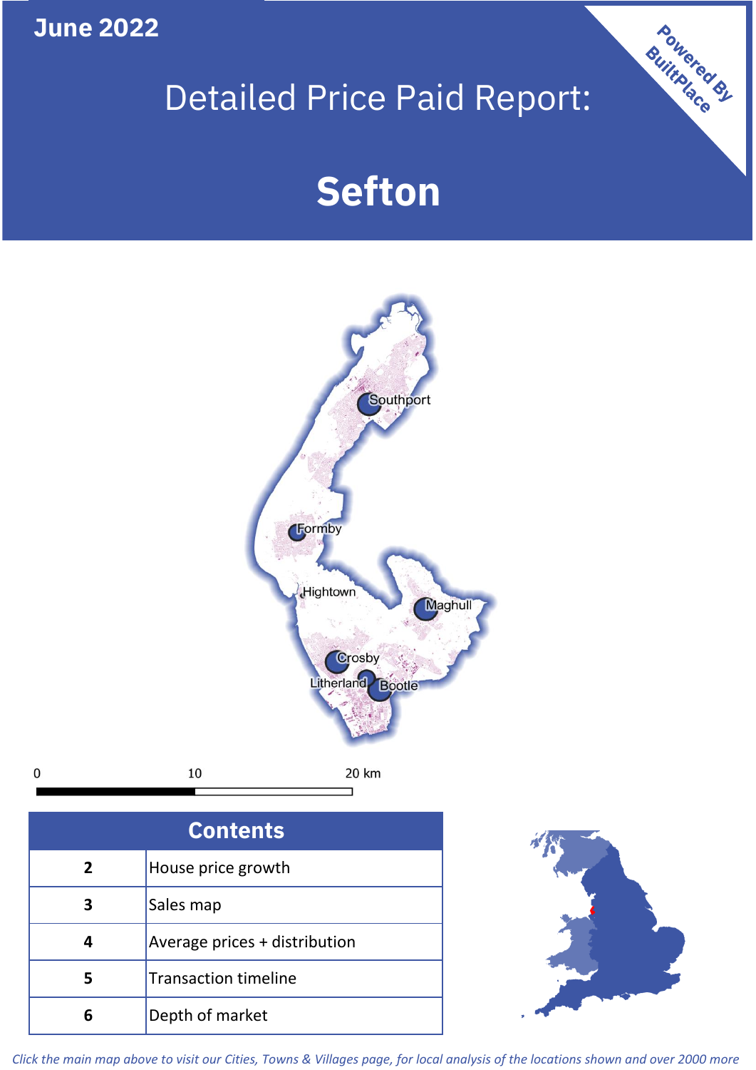June 2022

# Detailed Price Paid Report:

# Sefton

Powered By BuiltPlace

Southport

Formby

Hightown

Maghull

Crosby

Litherland

Bootle

0 10 20 km

| Contents | |
|---|---|
| 2 | House price growth |
| 3 | Sales map |
| 4 | Average prices + distribution |
| 5 | Transaction timeline |
| 6 | Depth of market |

*Click the main map above to visit our Cities, Towns & Villages page, for local analysis of the locations shown and over 2000 more*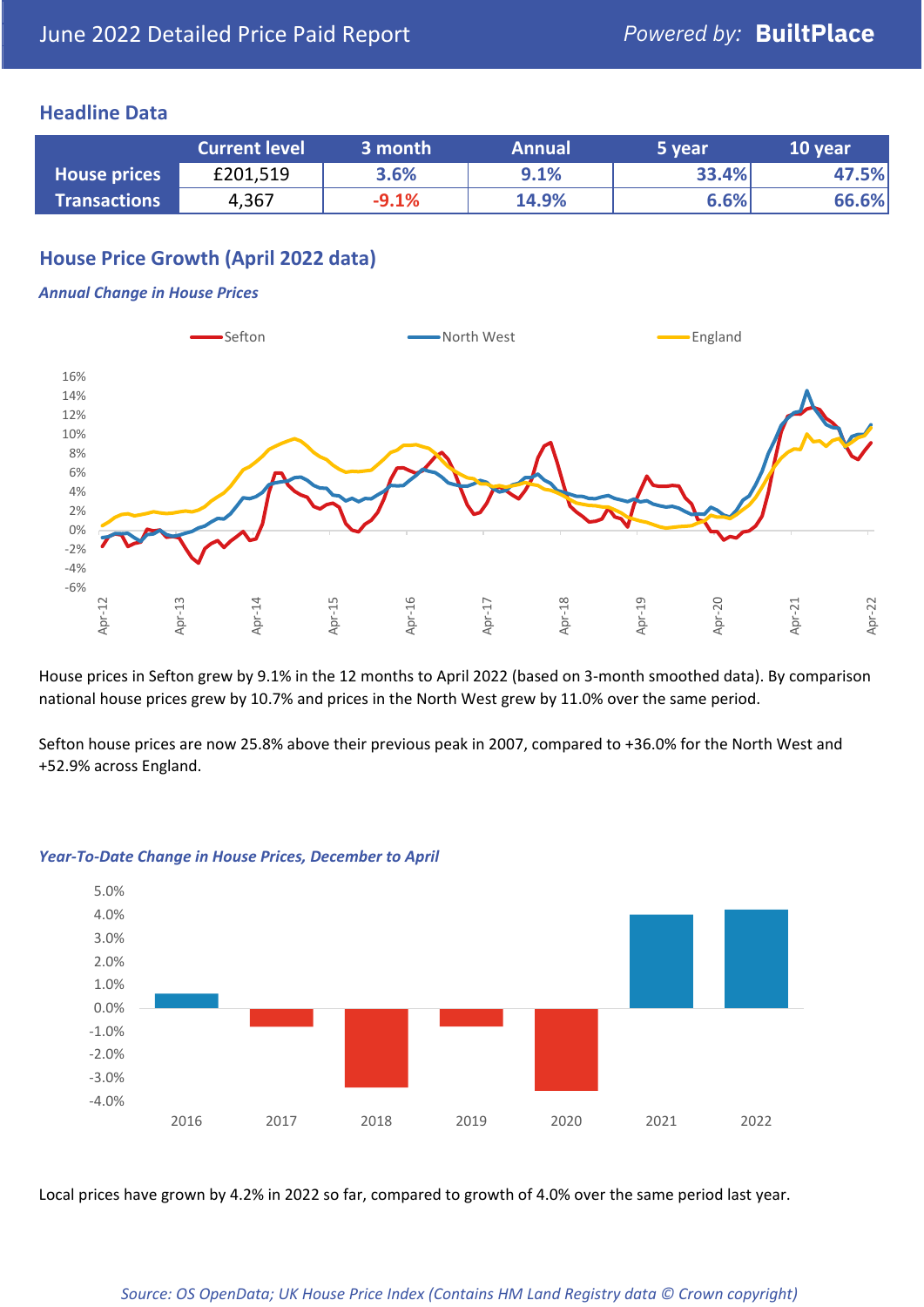## Headline Data

| | Current level | 3 month | Annual | 5 year | 10 year |
|---|---|---|---|---|---|
| **House prices** | £201,519 | 3.6% | 9.1% | 33.4% | 47.5% |
| **Transactions** | 4,367 | -9.1% | 14.9% | 6.6% | 66.6% |

## House Price Growth (April 2022 data)

***Annual Change in House Prices***

House prices in Sefton grew by 9.1% in the 12 months to April 2022 (based on 3-month smoothed data). By comparison national house prices grew by 10.7% and prices in the North West grew by 11.0% over the same period.

Sefton house prices are now 25.8% above their previous peak in 2007, compared to +36.0% for the North West and +52.9% across England.

***Year-To-Date Change in House Prices, December to April***

Local prices have grown by 4.2% in 2022 so far, compared to growth of 4.0% over the same period last year.

*Source: OS OpenData; UK House Price Index (Contains HM Land Registry data © Crown copyright)*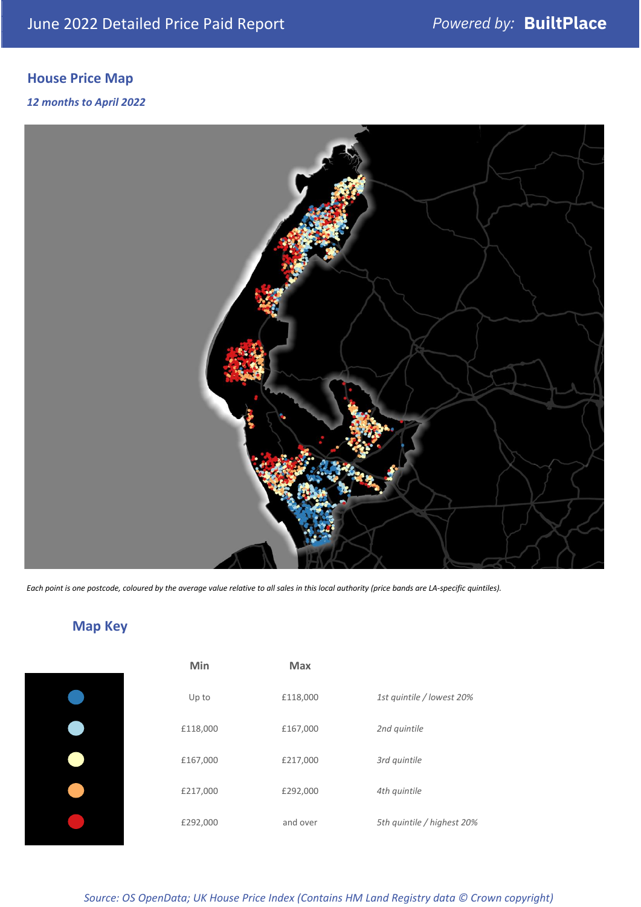June 2022 Detailed Price Paid Report

*Powered by:* **BuiltPlace**

## House Price Map

*12 months to April 2022*

*Each point is one postcode, coloured by the average value relative to all sales in this local authority (price bands are LA-specific quintiles).*

## Map Key

| Min | Max | |
|---|---|---|
| Up to | £118,000 | *1st quintile / lowest 20%* |
| £118,000 | £167,000 | *2nd quintile* |
| £167,000 | £217,000 | *3rd quintile* |
| £217,000 | £292,000 | *4th quintile* |
| £292,000 | and over | *5th quintile / highest 20%* |

*Source: OS OpenData; UK House Price Index (Contains HM Land Registry data © Crown copyright)*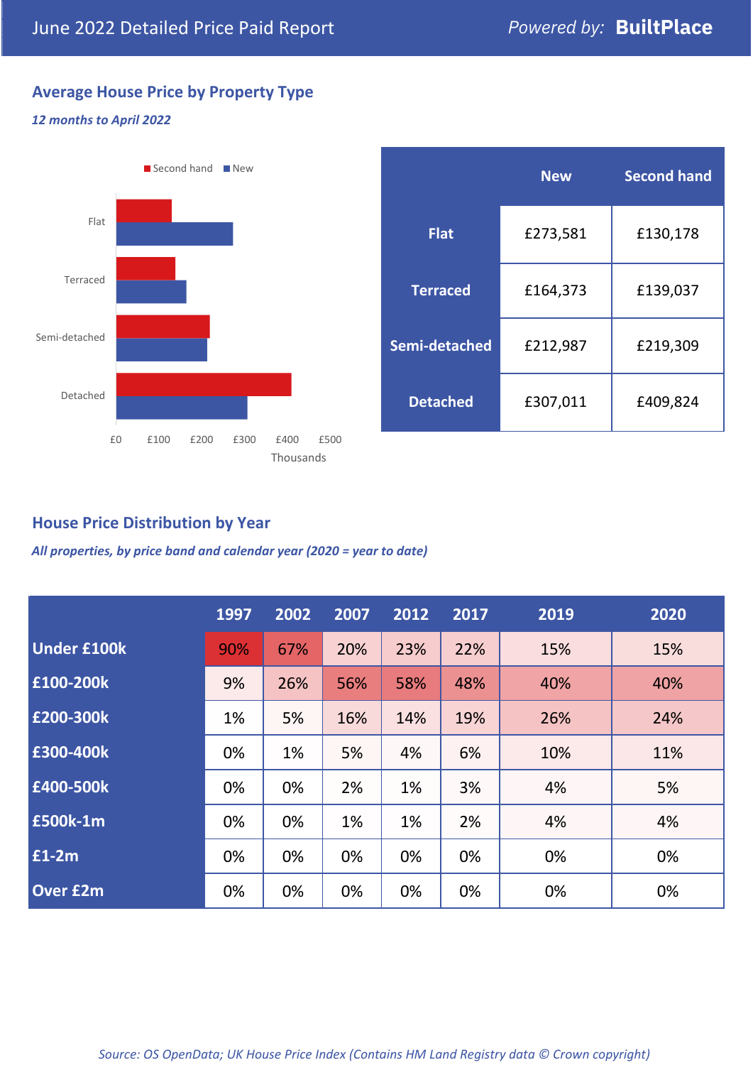June 2022 Detailed Price Paid Report

Powered by: **BuiltPlace**

## Average House Price by Property Type

*12 months to April 2022*

|  | New | Second hand |
|---|---|---|
| Flat | £273,581 | £130,178 |
| Terraced | £164,373 | £139,037 |
| Semi-detached | £212,987 | £219,309 |
| Detached | £307,011 | £409,824 |

## House Price Distribution by Year

*All properties, by price band and calendar year (2020 = year to date)*

|  | 1997 | 2002 | 2007 | 2012 | 2017 | 2019 | 2020 |
|---|---|---|---|---|---|---|---|
| Under £100k | 90% | 67% | 20% | 23% | 22% | 15% | 15% |
| £100-200k | 9% | 26% | 56% | 58% | 48% | 40% | 40% |
| £200-300k | 1% | 5% | 16% | 14% | 19% | 26% | 24% |
| £300-400k | 0% | 1% | 5% | 4% | 6% | 10% | 11% |
| £400-500k | 0% | 0% | 2% | 1% | 3% | 4% | 5% |
| £500k-1m | 0% | 0% | 1% | 1% | 2% | 4% | 4% |
| £1-2m | 0% | 0% | 0% | 0% | 0% | 0% | 0% |
| Over £2m | 0% | 0% | 0% | 0% | 0% | 0% | 0% |

*Source: OS OpenData; UK House Price Index (Contains HM Land Registry data © Crown copyright)*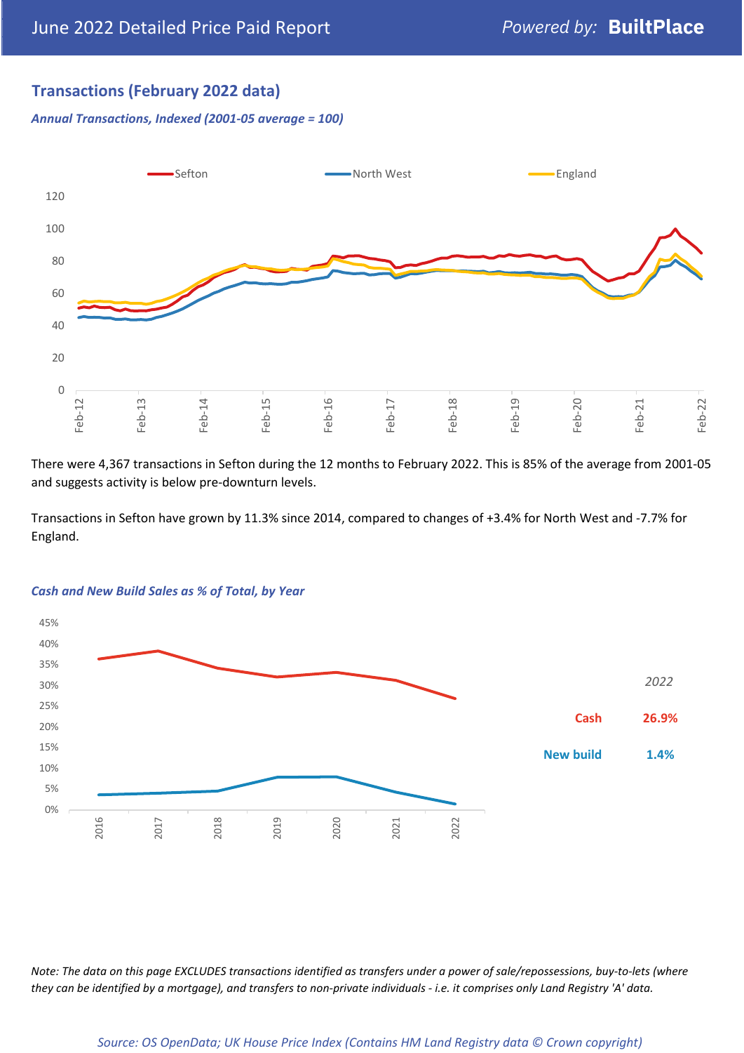## Transactions (February 2022 data)

### *Annual Transactions, Indexed (2001-05 average = 100)*

There were 4,367 transactions in Sefton during the 12 months to February 2022. This is 85% of the average from 2001-05 and suggests activity is below pre-downturn levels.

Transactions in Sefton have grown by 11.3% since 2014, compared to changes of +3.4% for North West and -7.7% for England.

### *Cash and New Build Sales as % of Total, by Year*

| 2022 | |
|---|---|
| Cash | 26.9% |
| New build | 1.4% |

*Note: The data on this page EXCLUDES transactions identified as transfers under a power of sale/repossessions, buy-to-lets (where they can be identified by a mortgage), and transfers to non-private individuals - i.e. it comprises only Land Registry 'A' data.*

*Source: OS OpenData; UK House Price Index (Contains HM Land Registry data © Crown copyright)*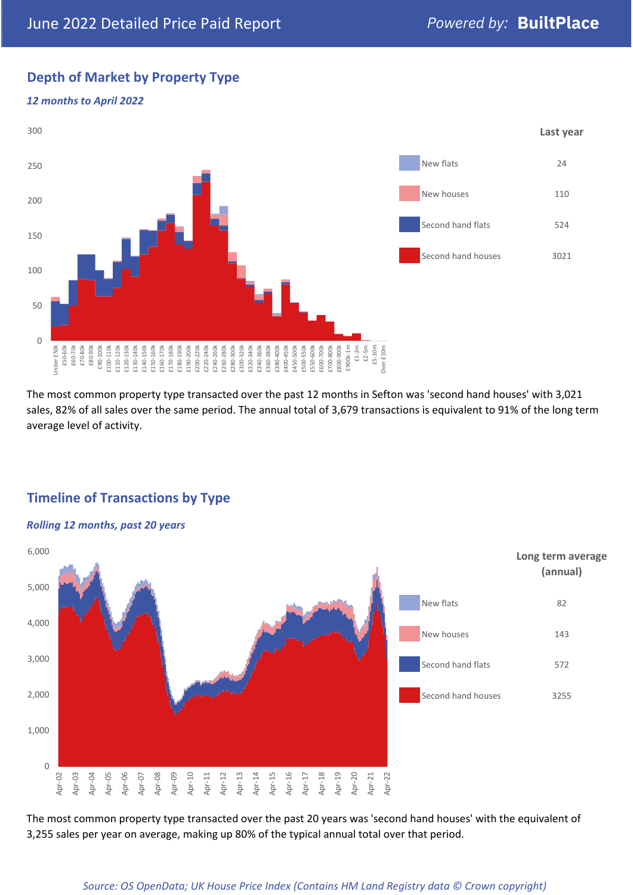June 2022 Detailed Price Paid Report

Powered by: **BuiltPlace**

## Depth of Market by Property Type

*12 months to April 2022*

300
250
200
150
100
50
0

Under £50k, £50-60k, £60-70k, £70-80k, £80-90k, £90-100k, £100-110k, £110-120k, £120-130k, £130-140k, £140-150k, £150-160k, £160-170k, £170-180k, £180-190k, £190-200k, £200-220k, £220-240k, £240-260k, £260-280k, £280-300k, £300-320k, £320-340k, £340-360k, £360-380k, £380-400k, £400-450k, £450-500k, £500-550k, £550-600k, £600-700k, £700-800k, £800-900k, £900k-1m, £1-2m, £2-5m, £5-10m, Over £10m

Last year

New flats 24

New houses 110

Second hand flats 524

Second hand houses 3021

The most common property type transacted over the past 12 months in Sefton was 'second hand houses' with 3,021 sales, 82% of all sales over the same period. The annual total of 3,679 transactions is equivalent to 91% of the long term average level of activity.

## Timeline of Transactions by Type

*Rolling 12 months, past 20 years*

6,000
5,000
4,000
3,000
2,000
1,000
0

Apr-02, Apr-03, Apr-04, Apr-05, Apr-06, Apr-07, Apr-08, Apr-09, Apr-10, Apr-11, Apr-12, Apr-13, Apr-14, Apr-15, Apr-16, Apr-17, Apr-18, Apr-19, Apr-20, Apr-21, Apr-22

Long term average (annual)

New flats 82

New houses 143

Second hand flats 572

Second hand houses 3255

The most common property type transacted over the past 20 years was 'second hand houses' with the equivalent of 3,255 sales per year on average, making up 80% of the typical annual total over that period.

*Source: OS OpenData; UK House Price Index (Contains HM Land Registry data © Crown copyright)*